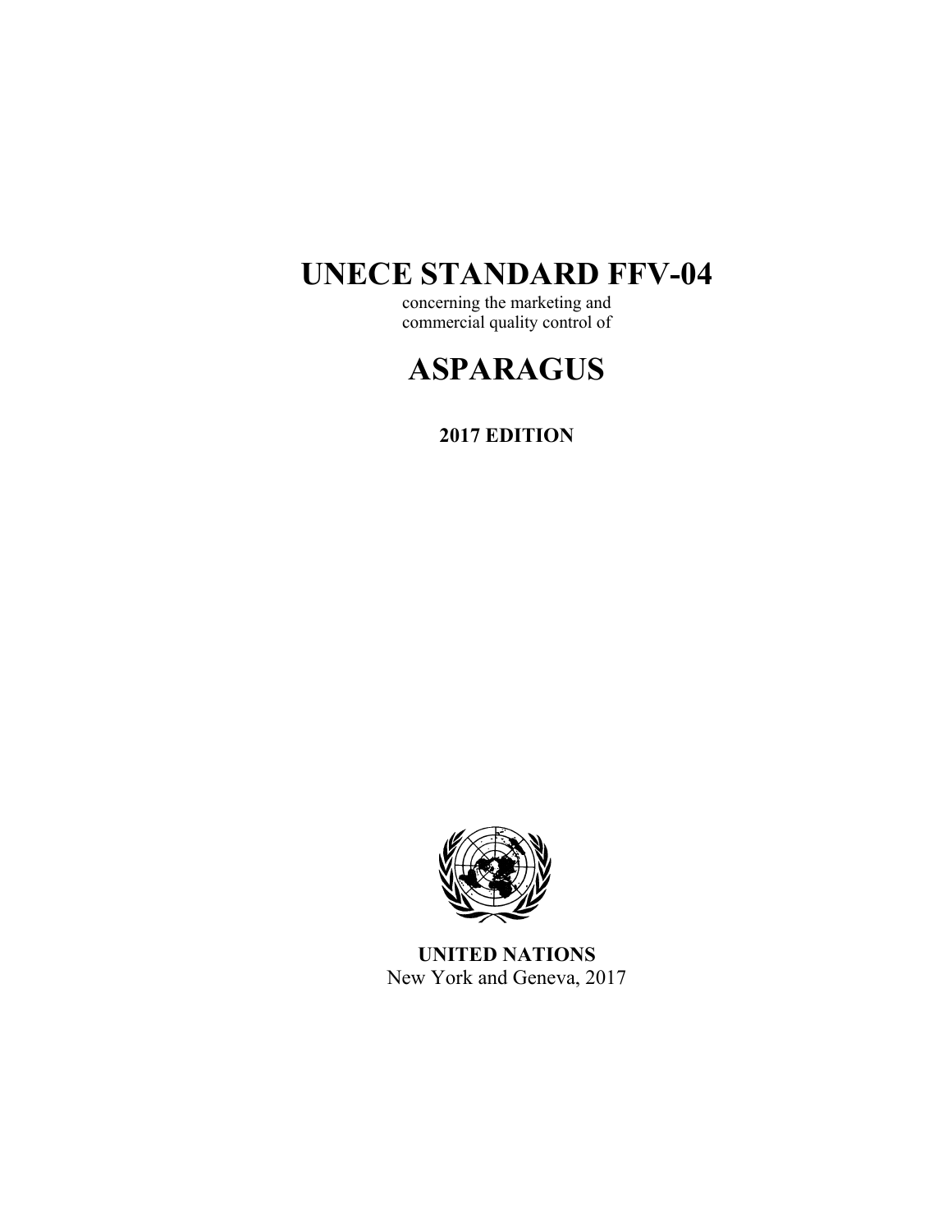# UNECE STANDARD FFV-04

concerning the marketing and commercial quality control of

# ASPARAGUS

**2017 EDITION**

**UNITED NATIONS**
New York and Geneva, 2017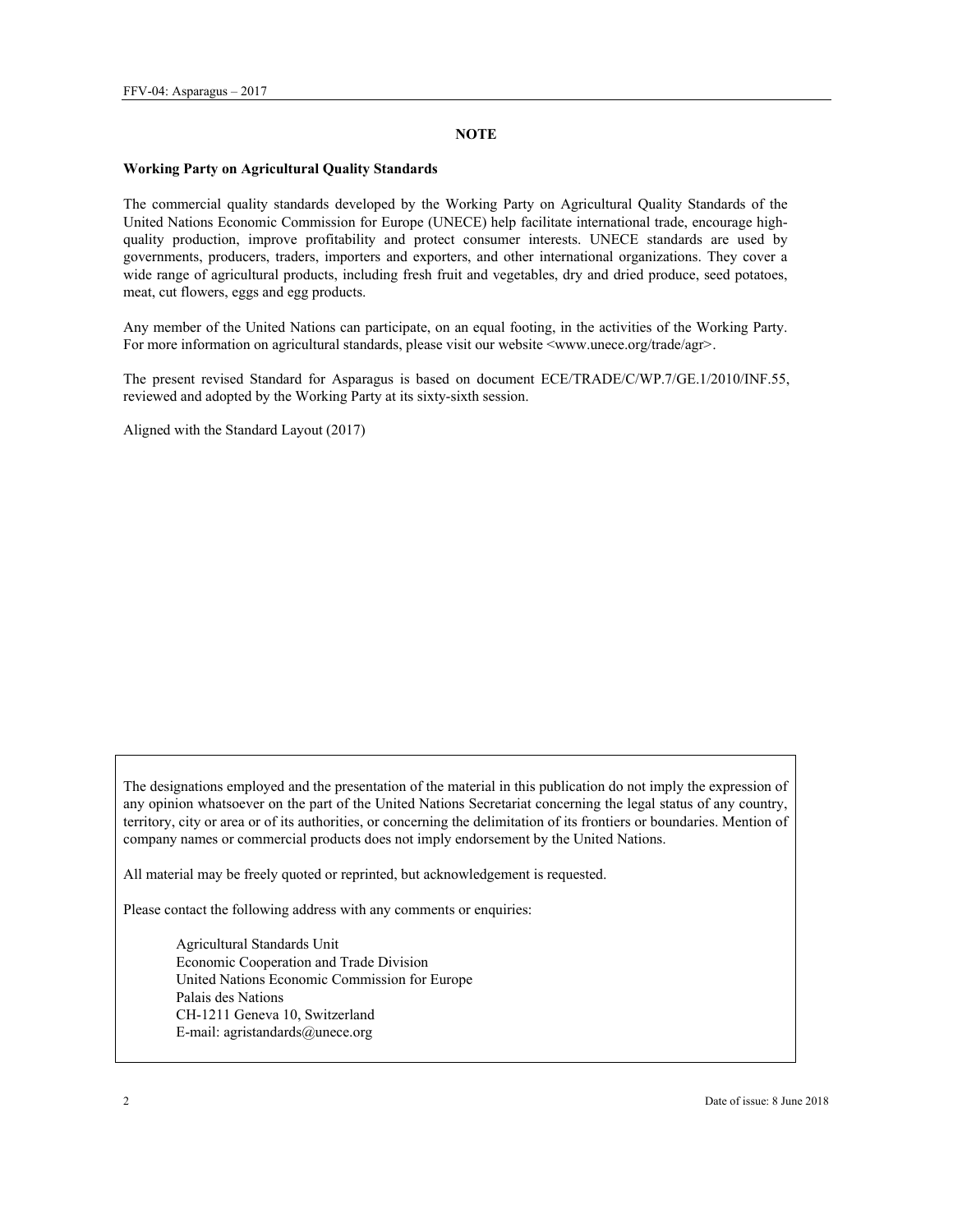## NOTE

**Working Party on Agricultural Quality Standards**

The commercial quality standards developed by the Working Party on Agricultural Quality Standards of the United Nations Economic Commission for Europe (UNECE) help facilitate international trade, encourage high-quality production, improve profitability and protect consumer interests. UNECE standards are used by governments, producers, traders, importers and exporters, and other international organizations. They cover a wide range of agricultural products, including fresh fruit and vegetables, dry and dried produce, seed potatoes, meat, cut flowers, eggs and egg products.

Any member of the United Nations can participate, on an equal footing, in the activities of the Working Party. For more information on agricultural standards, please visit our website <www.unece.org/trade/agr>.

The present revised Standard for Asparagus is based on document ECE/TRADE/C/WP.7/GE.1/2010/INF.55, reviewed and adopted by the Working Party at its sixty-sixth session.

Aligned with the Standard Layout (2017)

The designations employed and the presentation of the material in this publication do not imply the expression of any opinion whatsoever on the part of the United Nations Secretariat concerning the legal status of any country, territory, city or area or of its authorities, or concerning the delimitation of its frontiers or boundaries. Mention of company names or commercial products does not imply endorsement by the United Nations.

All material may be freely quoted or reprinted, but acknowledgement is requested.

Please contact the following address with any comments or enquiries:

Agricultural Standards Unit
Economic Cooperation and Trade Division
United Nations Economic Commission for Europe
Palais des Nations
CH-1211 Geneva 10, Switzerland
E-mail: agristandards@unece.org

Date of issue: 8 June 2018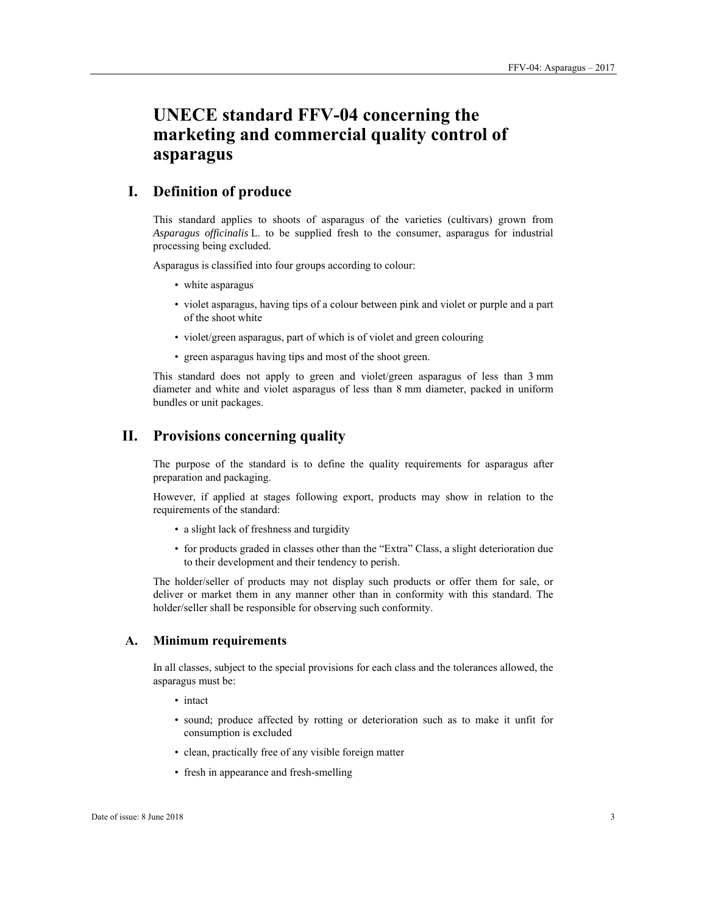# UNECE standard FFV-04 concerning the marketing and commercial quality control of asparagus

## I. Definition of produce

This standard applies to shoots of asparagus of the varieties (cultivars) grown from *Asparagus officinalis* L. to be supplied fresh to the consumer, asparagus for industrial processing being excluded.

Asparagus is classified into four groups according to colour:

- white asparagus
- violet asparagus, having tips of a colour between pink and violet or purple and a part of the shoot white
- violet/green asparagus, part of which is of violet and green colouring
- green asparagus having tips and most of the shoot green.

This standard does not apply to green and violet/green asparagus of less than 3 mm diameter and white and violet asparagus of less than 8 mm diameter, packed in uniform bundles or unit packages.

## II. Provisions concerning quality

The purpose of the standard is to define the quality requirements for asparagus after preparation and packaging.

However, if applied at stages following export, products may show in relation to the requirements of the standard:

- a slight lack of freshness and turgidity
- for products graded in classes other than the "Extra" Class, a slight deterioration due to their development and their tendency to perish.

The holder/seller of products may not display such products or offer them for sale, or deliver or market them in any manner other than in conformity with this standard. The holder/seller shall be responsible for observing such conformity.

### A. Minimum requirements

In all classes, subject to the special provisions for each class and the tolerances allowed, the asparagus must be:

- intact
- sound; produce affected by rotting or deterioration such as to make it unfit for consumption is excluded
- clean, practically free of any visible foreign matter
- fresh in appearance and fresh-smelling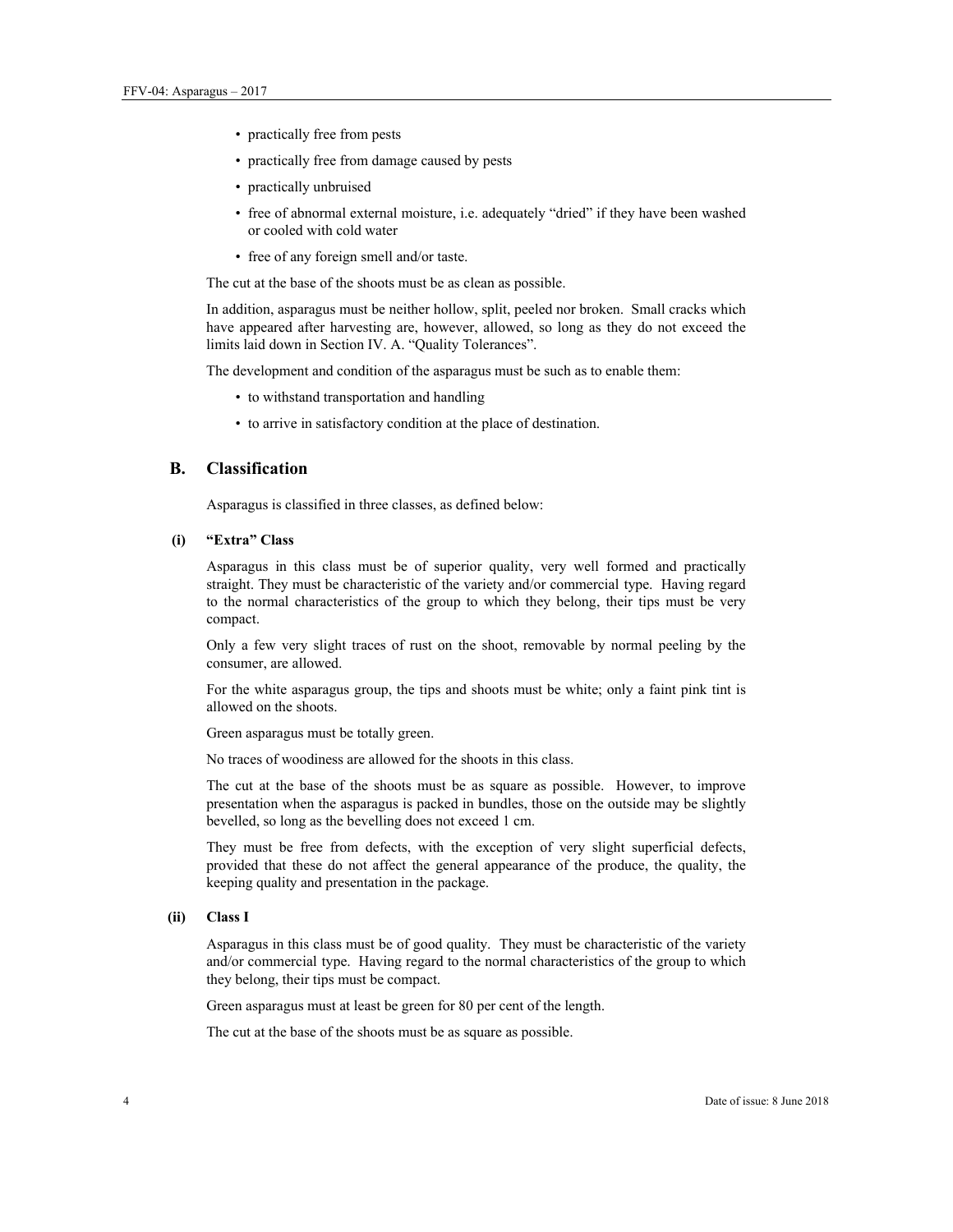- practically free from pests
- practically free from damage caused by pests
- practically unbruised
- free of abnormal external moisture, i.e. adequately "dried" if they have been washed or cooled with cold water
- free of any foreign smell and/or taste.

The cut at the base of the shoots must be as clean as possible.

In addition, asparagus must be neither hollow, split, peeled nor broken. Small cracks which have appeared after harvesting are, however, allowed, so long as they do not exceed the limits laid down in Section IV. A. "Quality Tolerances".

The development and condition of the asparagus must be such as to enable them:

- to withstand transportation and handling
- to arrive in satisfactory condition at the place of destination.

## B. Classification

Asparagus is classified in three classes, as defined below:

### (i) "Extra" Class

Asparagus in this class must be of superior quality, very well formed and practically straight. They must be characteristic of the variety and/or commercial type. Having regard to the normal characteristics of the group to which they belong, their tips must be very compact.

Only a few very slight traces of rust on the shoot, removable by normal peeling by the consumer, are allowed.

For the white asparagus group, the tips and shoots must be white; only a faint pink tint is allowed on the shoots.

Green asparagus must be totally green.

No traces of woodiness are allowed for the shoots in this class.

The cut at the base of the shoots must be as square as possible. However, to improve presentation when the asparagus is packed in bundles, those on the outside may be slightly bevelled, so long as the bevelling does not exceed 1 cm.

They must be free from defects, with the exception of very slight superficial defects, provided that these do not affect the general appearance of the produce, the quality, the keeping quality and presentation in the package.

### (ii) Class I

Asparagus in this class must be of good quality. They must be characteristic of the variety and/or commercial type. Having regard to the normal characteristics of the group to which they belong, their tips must be compact.

Green asparagus must at least be green for 80 per cent of the length.

The cut at the base of the shoots must be as square as possible.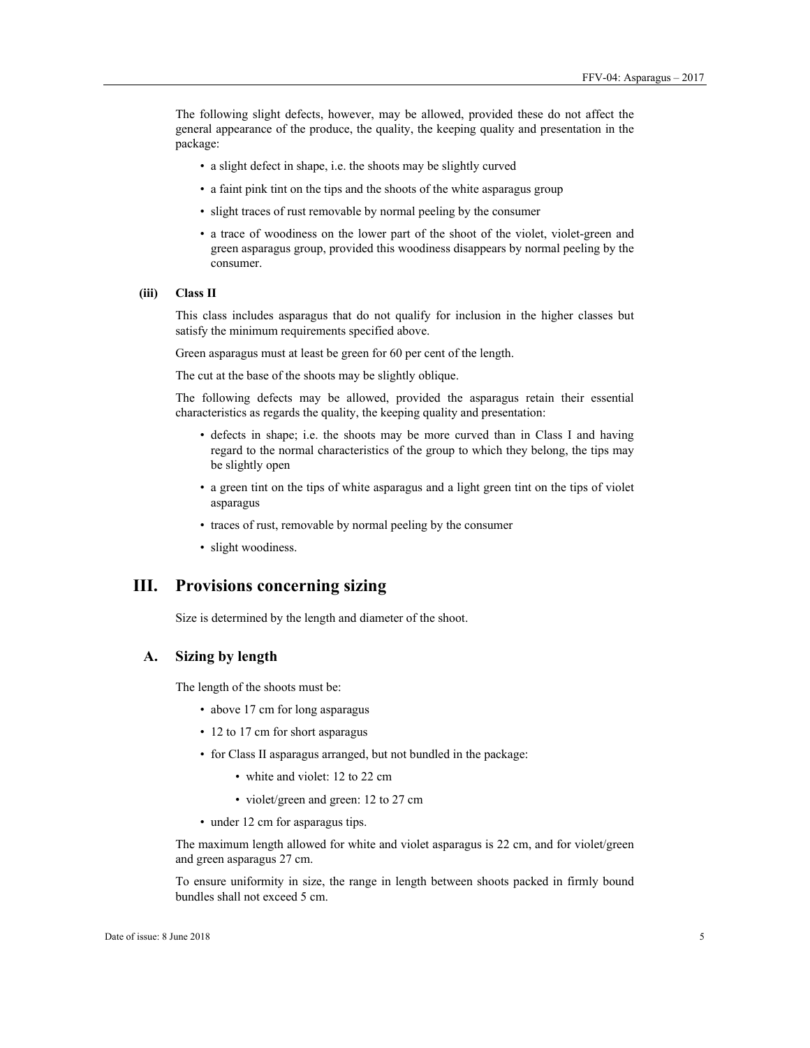The following slight defects, however, may be allowed, provided these do not affect the general appearance of the produce, the quality, the keeping quality and presentation in the package:

- a slight defect in shape, i.e. the shoots may be slightly curved
- a faint pink tint on the tips and the shoots of the white asparagus group
- slight traces of rust removable by normal peeling by the consumer
- a trace of woodiness on the lower part of the shoot of the violet, violet-green and green asparagus group, provided this woodiness disappears by normal peeling by the consumer.

#### (iii) Class II

This class includes asparagus that do not qualify for inclusion in the higher classes but satisfy the minimum requirements specified above.

Green asparagus must at least be green for 60 per cent of the length.

The cut at the base of the shoots may be slightly oblique.

The following defects may be allowed, provided the asparagus retain their essential characteristics as regards the quality, the keeping quality and presentation:

- defects in shape; i.e. the shoots may be more curved than in Class I and having regard to the normal characteristics of the group to which they belong, the tips may be slightly open
- a green tint on the tips of white asparagus and a light green tint on the tips of violet asparagus
- traces of rust, removable by normal peeling by the consumer
- slight woodiness.

# III. Provisions concerning sizing

Size is determined by the length and diameter of the shoot.

## A. Sizing by length

The length of the shoots must be:

- above 17 cm for long asparagus
- 12 to 17 cm for short asparagus
- for Class II asparagus arranged, but not bundled in the package:
  - white and violet: 12 to 22 cm
  - violet/green and green: 12 to 27 cm
- under 12 cm for asparagus tips.

The maximum length allowed for white and violet asparagus is 22 cm, and for violet/green and green asparagus 27 cm.

To ensure uniformity in size, the range in length between shoots packed in firmly bound bundles shall not exceed 5 cm.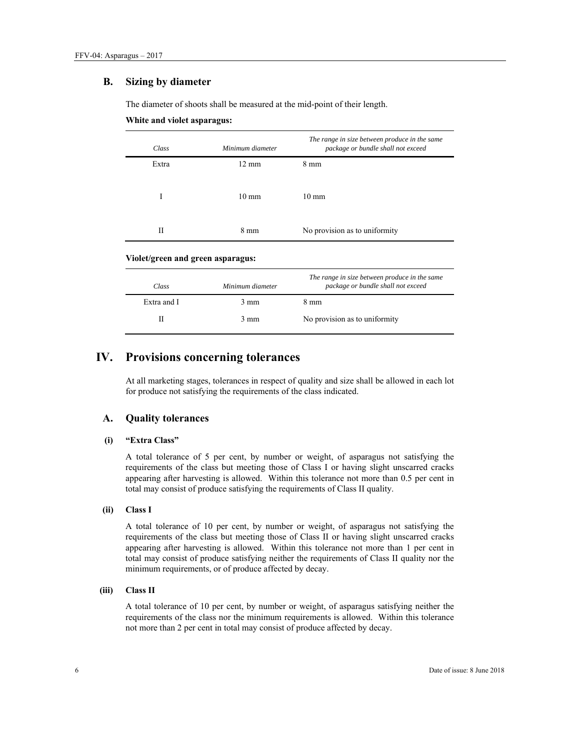## B. Sizing by diameter

The diameter of shoots shall be measured at the mid-point of their length.

**White and violet asparagus:**

| *Class* | *Minimum diameter* | *The range in size between produce in the same package or bundle shall not exceed* |
|---|---|---|
| Extra | 12 mm | 8 mm |
| I | 10 mm | 10 mm |
| II | 8 mm | No provision as to uniformity |

**Violet/green and green asparagus:**

| *Class* | *Minimum diameter* | *The range in size between produce in the same package or bundle shall not exceed* |
|---|---|---|
| Extra and I | 3 mm | 8 mm |
| II | 3 mm | No provision as to uniformity |

# IV. Provisions concerning tolerances

At all marketing stages, tolerances in respect of quality and size shall be allowed in each lot for produce not satisfying the requirements of the class indicated.

## A. Quality tolerances

### (i) "Extra Class"

A total tolerance of 5 per cent, by number or weight, of asparagus not satisfying the requirements of the class but meeting those of Class I or having slight unscarred cracks appearing after harvesting is allowed. Within this tolerance not more than 0.5 per cent in total may consist of produce satisfying the requirements of Class II quality.

### (ii) Class I

A total tolerance of 10 per cent, by number or weight, of asparagus not satisfying the requirements of the class but meeting those of Class II or having slight unscarred cracks appearing after harvesting is allowed. Within this tolerance not more than 1 per cent in total may consist of produce satisfying neither the requirements of Class II quality nor the minimum requirements, or of produce affected by decay.

### (iii) Class II

A total tolerance of 10 per cent, by number or weight, of asparagus satisfying neither the requirements of the class nor the minimum requirements is allowed. Within this tolerance not more than 2 per cent in total may consist of produce affected by decay.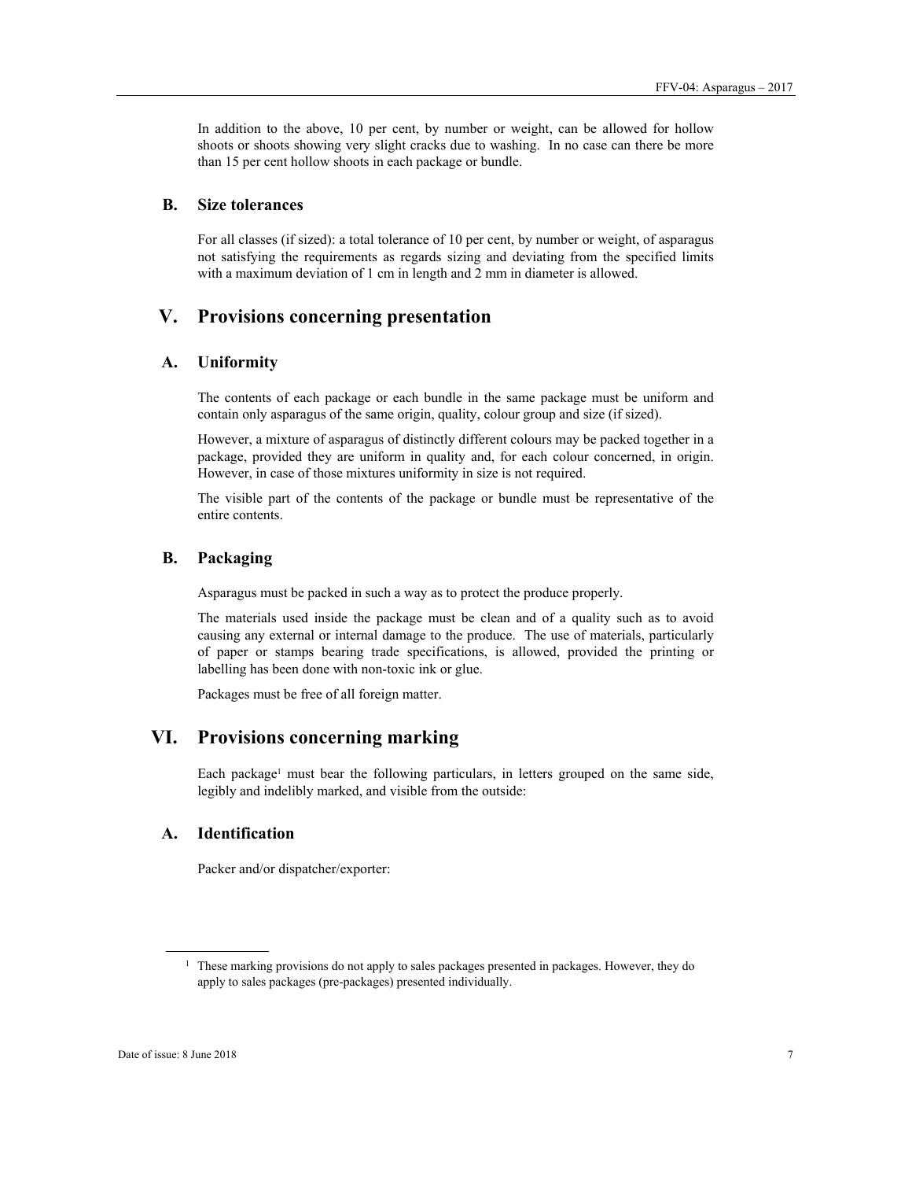In addition to the above, 10 per cent, by number or weight, can be allowed for hollow shoots or shoots showing very slight cracks due to washing. In no case can there be more than 15 per cent hollow shoots in each package or bundle.

### B. Size tolerances

For all classes (if sized): a total tolerance of 10 per cent, by number or weight, of asparagus not satisfying the requirements as regards sizing and deviating from the specified limits with a maximum deviation of 1 cm in length and 2 mm in diameter is allowed.

## V. Provisions concerning presentation

### A. Uniformity

The contents of each package or each bundle in the same package must be uniform and contain only asparagus of the same origin, quality, colour group and size (if sized).

However, a mixture of asparagus of distinctly different colours may be packed together in a package, provided they are uniform in quality and, for each colour concerned, in origin. However, in case of those mixtures uniformity in size is not required.

The visible part of the contents of the package or bundle must be representative of the entire contents.

### B. Packaging

Asparagus must be packed in such a way as to protect the produce properly.

The materials used inside the package must be clean and of a quality such as to avoid causing any external or internal damage to the produce. The use of materials, particularly of paper or stamps bearing trade specifications, is allowed, provided the printing or labelling has been done with non-toxic ink or glue.

Packages must be free of all foreign matter.

## VI. Provisions concerning marking

Each package[1] must bear the following particulars, in letters grouped on the same side, legibly and indelibly marked, and visible from the outside:

### A. Identification

Packer and/or dispatcher/exporter:

[1] These marking provisions do not apply to sales packages presented in packages. However, they do apply to sales packages (pre-packages) presented individually.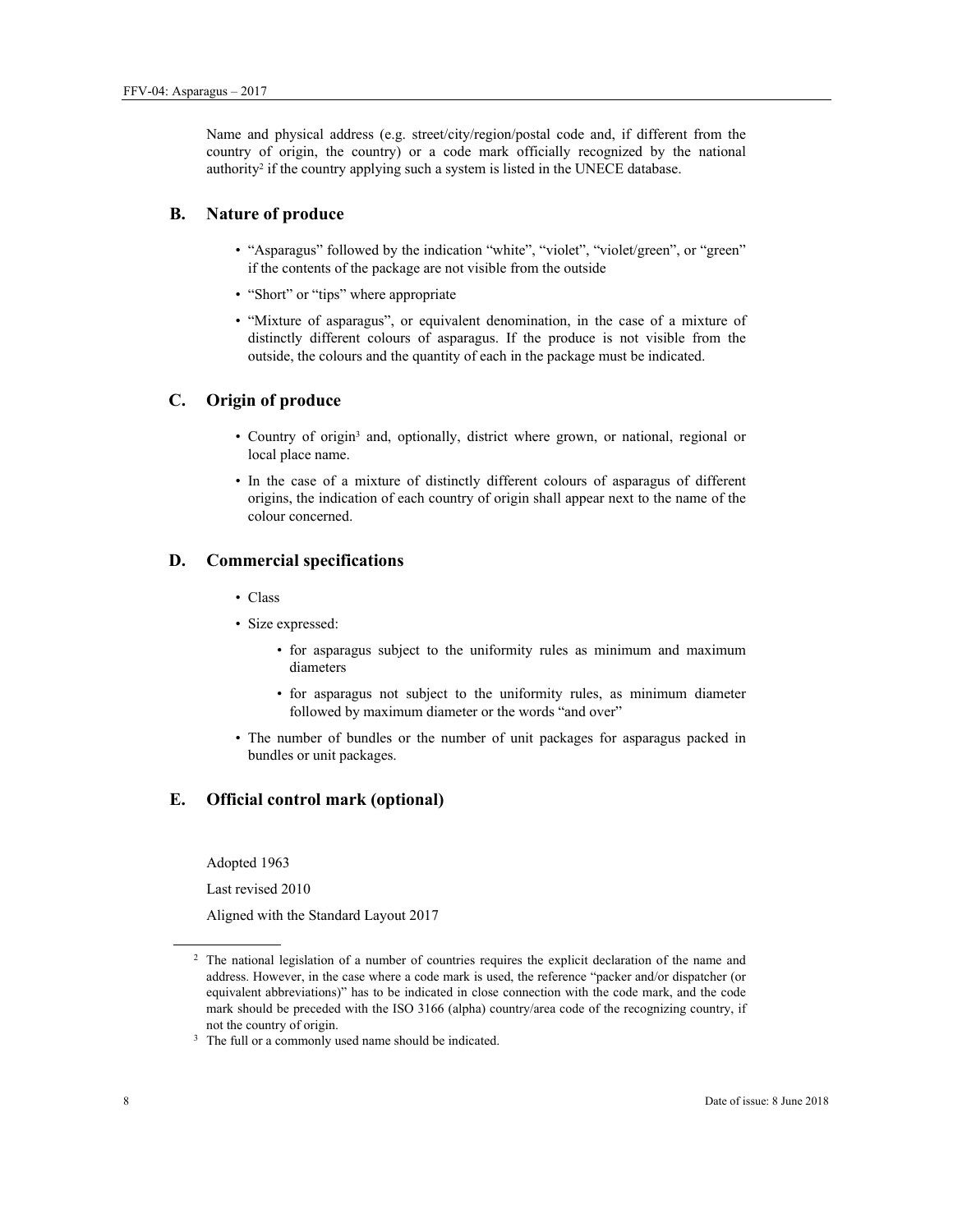Name and physical address (e.g. street/city/region/postal code and, if different from the country of origin, the country) or a code mark officially recognized by the national authority[2] if the country applying such a system is listed in the UNECE database.

## B. Nature of produce

- "Asparagus" followed by the indication "white", "violet", "violet/green", or "green" if the contents of the package are not visible from the outside
- "Short" or "tips" where appropriate
- "Mixture of asparagus", or equivalent denomination, in the case of a mixture of distinctly different colours of asparagus. If the produce is not visible from the outside, the colours and the quantity of each in the package must be indicated.

## C. Origin of produce

- Country of origin[3] and, optionally, district where grown, or national, regional or local place name.
- In the case of a mixture of distinctly different colours of asparagus of different origins, the indication of each country of origin shall appear next to the name of the colour concerned.

## D. Commercial specifications

- Class
- Size expressed:
  - for asparagus subject to the uniformity rules as minimum and maximum diameters
  - for asparagus not subject to the uniformity rules, as minimum diameter followed by maximum diameter or the words "and over"
- The number of bundles or the number of unit packages for asparagus packed in bundles or unit packages.

## E. Official control mark (optional)

Adopted 1963

Last revised 2010

Aligned with the Standard Layout 2017

---

[2] The national legislation of a number of countries requires the explicit declaration of the name and address. However, in the case where a code mark is used, the reference "packer and/or dispatcher (or equivalent abbreviations)" has to be indicated in close connection with the code mark, and the code mark should be preceded with the ISO 3166 (alpha) country/area code of the recognizing country, if not the country of origin.

[3] The full or a commonly used name should be indicated.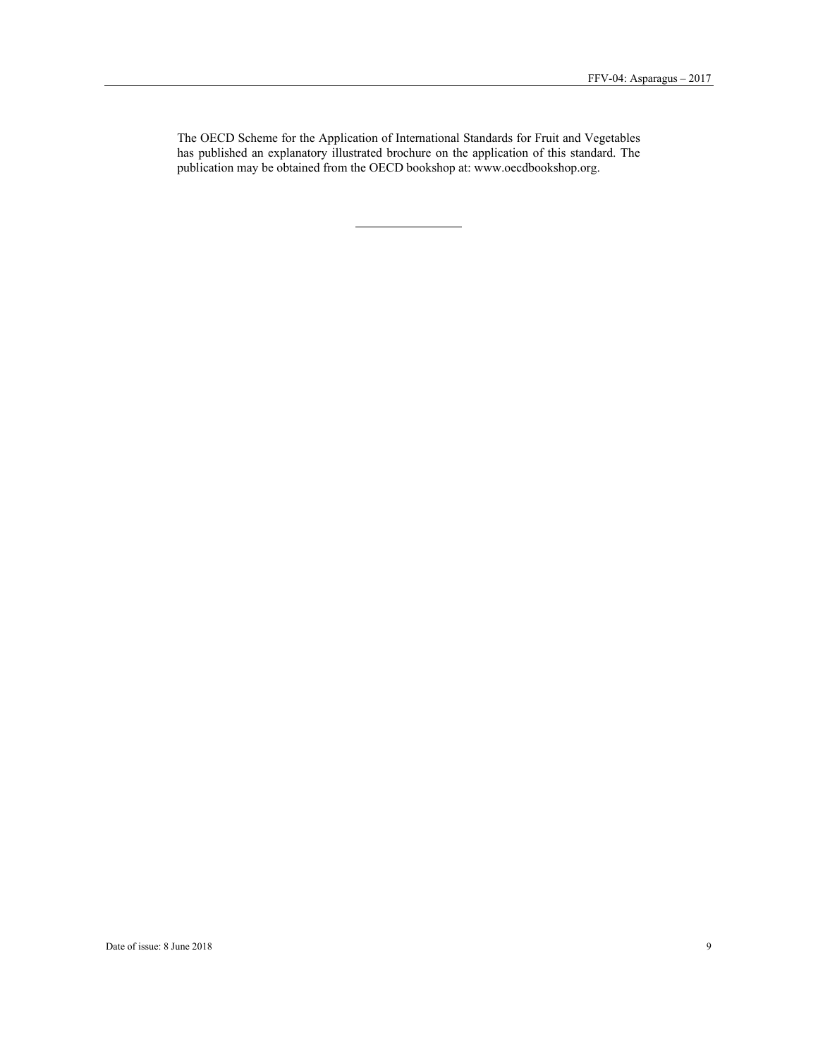The OECD Scheme for the Application of International Standards for Fruit and Vegetables has published an explanatory illustrated brochure on the application of this standard. The publication may be obtained from the OECD bookshop at: www.oecdbookshop.org.

---